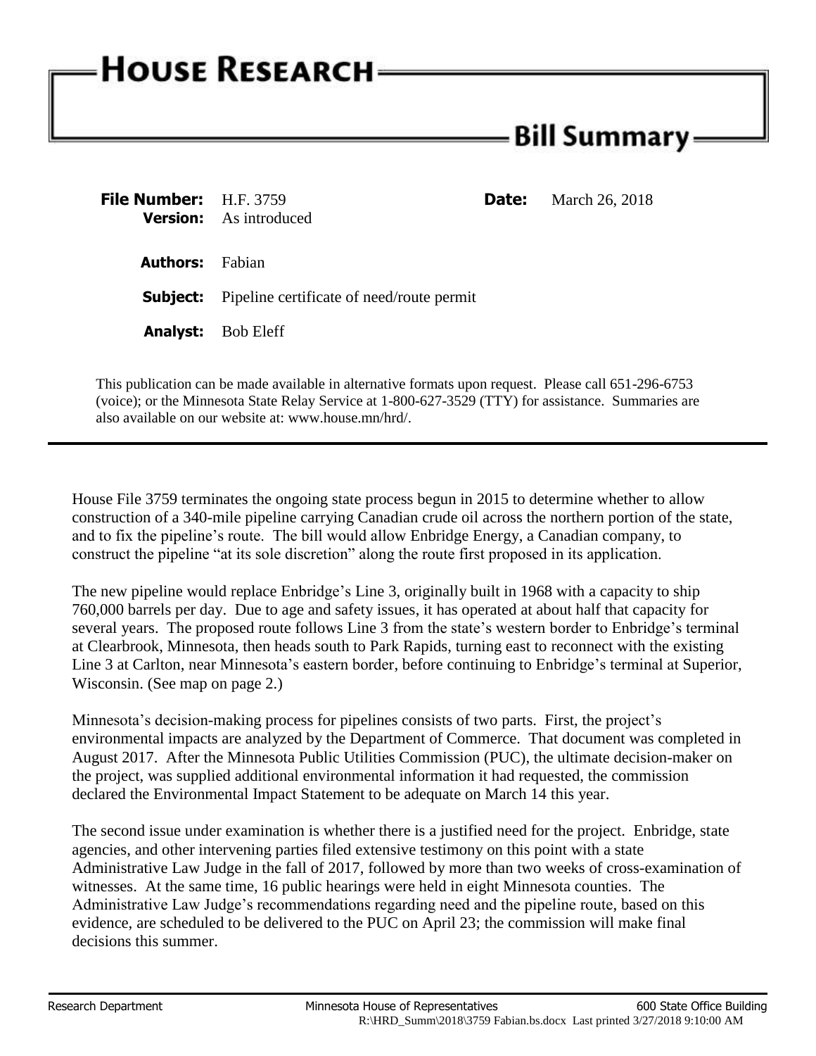# House Research

## Bill Summary

| | | | |
|---|---|---|---|
| **File Number:** | H.F. 3759 | **Date:** | March 26, 2018 |
| **Version:** | As introduced | | |
| **Authors:** | Fabian | | |
| **Subject:** | Pipeline certificate of need/route permit | | |
| **Analyst:** | Bob Eleff | | |

This publication can be made available in alternative formats upon request. Please call 651-296-6753 (voice); or the Minnesota State Relay Service at 1-800-627-3529 (TTY) for assistance. Summaries are also available on our website at: www.house.mn/hrd/.

---

House File 3759 terminates the ongoing state process begun in 2015 to determine whether to allow construction of a 340-mile pipeline carrying Canadian crude oil across the northern portion of the state, and to fix the pipeline's route. The bill would allow Enbridge Energy, a Canadian company, to construct the pipeline "at its sole discretion" along the route first proposed in its application.

The new pipeline would replace Enbridge's Line 3, originally built in 1968 with a capacity to ship 760,000 barrels per day. Due to age and safety issues, it has operated at about half that capacity for several years. The proposed route follows Line 3 from the state's western border to Enbridge's terminal at Clearbrook, Minnesota, then heads south to Park Rapids, turning east to reconnect with the existing Line 3 at Carlton, near Minnesota's eastern border, before continuing to Enbridge's terminal at Superior, Wisconsin. (See map on page 2.)

Minnesota's decision-making process for pipelines consists of two parts. First, the project's environmental impacts are analyzed by the Department of Commerce. That document was completed in August 2017. After the Minnesota Public Utilities Commission (PUC), the ultimate decision-maker on the project, was supplied additional environmental information it had requested, the commission declared the Environmental Impact Statement to be adequate on March 14 this year.

The second issue under examination is whether there is a justified need for the project. Enbridge, state agencies, and other intervening parties filed extensive testimony on this point with a state Administrative Law Judge in the fall of 2017, followed by more than two weeks of cross-examination of witnesses. At the same time, 16 public hearings were held in eight Minnesota counties. The Administrative Law Judge's recommendations regarding need and the pipeline route, based on this evidence, are scheduled to be delivered to the PUC on April 23; the commission will make final decisions this summer.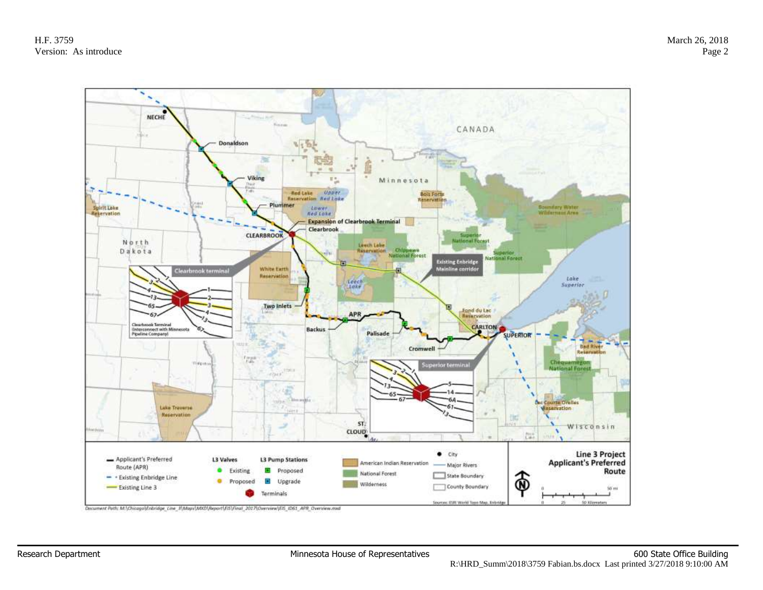Line 3 Project
Applicant's Preferred Route

Applicant's Preferred Route (APR)
Existing Enbridge Line
Existing Line 3

L3 Valves
Existing
Proposed

L3 Pump Stations
Proposed
Upgrade
Terminals

American Indian Reservation
National Forest
Wilderness

City
Major Rivers
State Boundary
County Boundary

0
50 mi
0
25
50 Kilometers

Sources: ESRI World Topo Map, Enbridge

CANADA
Minnesota
North Dakota
Wisconsin
Lake Superior

NECHE
Donaldson
Viking
Plummer
CLEARBROOK
Expansion of Clearbrook Terminal
Clearbrook
Two Inlets
Backus
APR
Palisade
Cromwell
CARLTON
SUPERIOR
ST. CLOUD

Red Lake Reservation
Upper Red Lake
Lower Red Lake
Spirit Lake Reservation
Bois Forte Reservation
Leech Lake Reservation
Leech Lake
Chippewa National Forest
White Earth Reservation
Superior National Forest
Boundary Water Wilderness Area
Fond du Lac Reservation
Bad River Reservation
Chequamegon National Forest
Lac Courte Oreilles Reservation
Lake Traverse Reservation
Existing Enbridge Mainline corridor

Clearbrook terminal
3, 2, 4, 13, 65, 67, 1, 2, 3, 4, 13, 67
Clearbrook Terminal (Interconnect with Minnesota Pipeline Company)

Superior terminal
3, 2, 4, 13, 65, 67, 5, 14, 6A, 61, 13

Document Path: M:\Chicago\Enbridge_Line_3\Maps\MXD\Report\EIS\Final_2017\Overview\EIS_ID61_APR_Overview.mxd